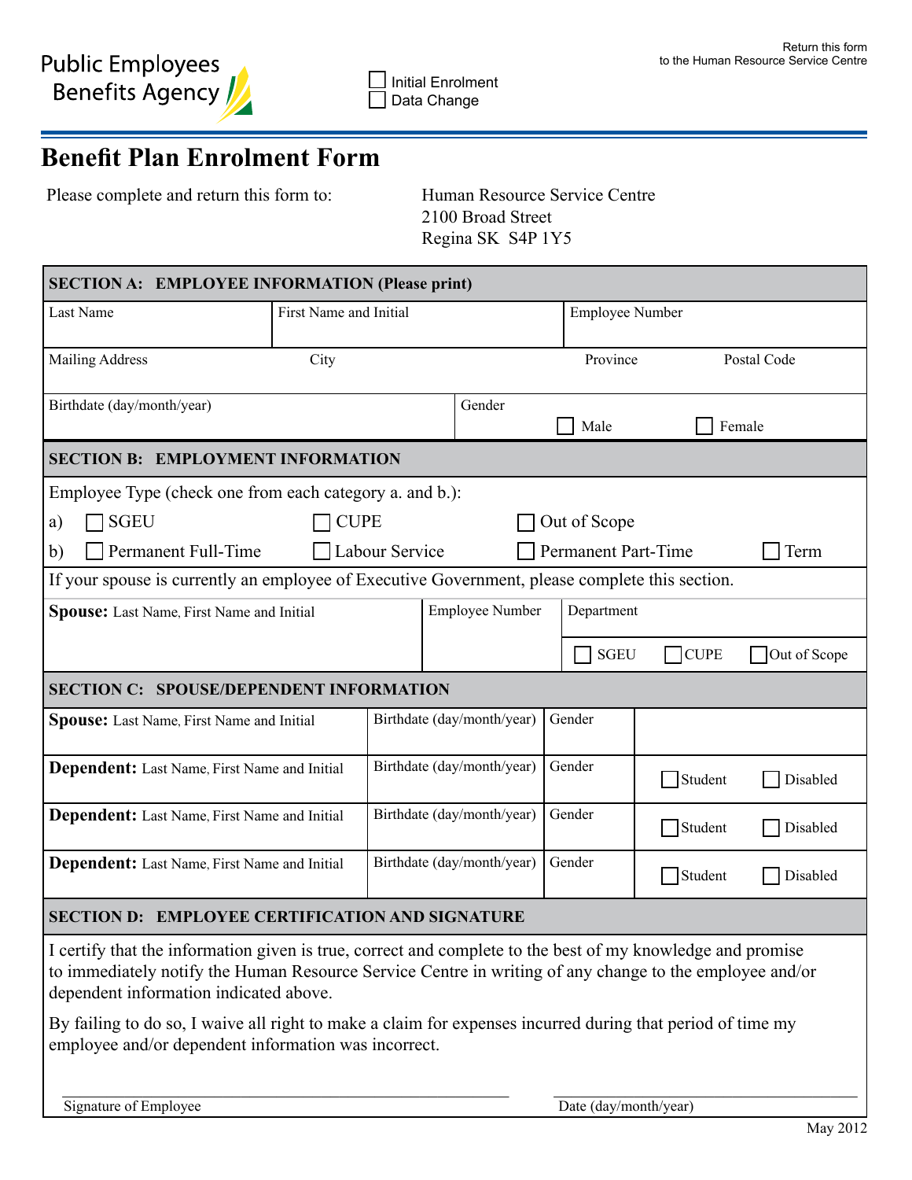Public Employees Benefits Agency

☐ Initial Enrolment
☐ Data Change

Return this form to the Human Resource Service Centre

# Benefit Plan Enrolment Form

Please complete and return this form to:

Human Resource Service Centre
2100 Broad Street
Regina SK S4P 1Y5

## SECTION A: EMPLOYEE INFORMATION (Please print)

| Last Name | First Name and Initial | Employee Number | |
|---|---|---|---|
| Mailing Address | City | Province | Postal Code |
| Birthdate (day/month/year) | Gender | ☐ Male | ☐ Female |

## SECTION B: EMPLOYMENT INFORMATION

Employee Type (check one from each category a. and b.):

a) ☐ SGEU ☐ CUPE ☐ Out of Scope

b) ☐ Permanent Full-Time ☐ Labour Service ☐ Permanent Part-Time ☐ Term

If your spouse is currently an employee of Executive Government, please complete this section.

| **Spouse:** Last Name, First Name and Initial | Employee Number | Department |
|---|---|---|
| | | ☐ SGEU ☐ CUPE ☐ Out of Scope |

## SECTION C: SPOUSE/DEPENDENT INFORMATION

| Name | Birthdate (day/month/year) | Gender | |
|---|---|---|---|
| **Spouse:** Last Name, First Name and Initial | Birthdate (day/month/year) | Gender | |
| **Dependent:** Last Name, First Name and Initial | Birthdate (day/month/year) | Gender | ☐ Student ☐ Disabled |
| **Dependent:** Last Name, First Name and Initial | Birthdate (day/month/year) | Gender | ☐ Student ☐ Disabled |
| **Dependent:** Last Name, First Name and Initial | Birthdate (day/month/year) | Gender | ☐ Student ☐ Disabled |

## SECTION D: EMPLOYEE CERTIFICATION AND SIGNATURE

I certify that the information given is true, correct and complete to the best of my knowledge and promise to immediately notify the Human Resource Service Centre in writing of any change to the employee and/or dependent information indicated above.

By failing to do so, I waive all right to make a claim for expenses incurred during that period of time my employee and/or dependent information was incorrect.

Signature of Employee ____________________

Date (day/month/year) ____________________

May 2012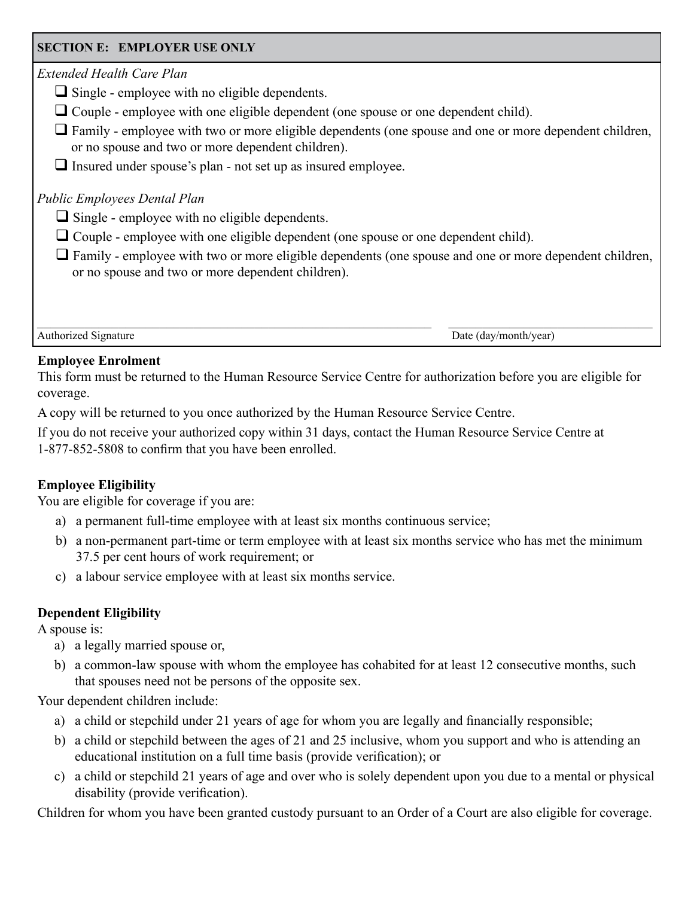## SECTION E: EMPLOYER USE ONLY

*Extended Health Care Plan*

- ☐ Single - employee with no eligible dependents.
- ☐ Couple - employee with one eligible dependent (one spouse or one dependent child).
- ☐ Family - employee with two or more eligible dependents (one spouse and one or more dependent children, or no spouse and two or more dependent children).
- ☐ Insured under spouse's plan - not set up as insured employee.

*Public Employees Dental Plan*

- ☐ Single - employee with no eligible dependents.
- ☐ Couple - employee with one eligible dependent (one spouse or one dependent child).
- ☐ Family - employee with two or more eligible dependents (one spouse and one or more dependent children, or no spouse and two or more dependent children).

Authorized Signature ______________________ Date (day/month/year) ______________________

**Employee Enrolment**

This form must be returned to the Human Resource Service Centre for authorization before you are eligible for coverage.

A copy will be returned to you once authorized by the Human Resource Service Centre.

If you do not receive your authorized copy within 31 days, contact the Human Resource Service Centre at 1-877-852-5808 to confirm that you have been enrolled.

**Employee Eligibility**

You are eligible for coverage if you are:

a) a permanent full-time employee with at least six months continuous service;

b) a non-permanent part-time or term employee with at least six months service who has met the minimum 37.5 per cent hours of work requirement; or

c) a labour service employee with at least six months service.

**Dependent Eligibility**

A spouse is:

a) a legally married spouse or,

b) a common-law spouse with whom the employee has cohabited for at least 12 consecutive months, such that spouses need not be persons of the opposite sex.

Your dependent children include:

a) a child or stepchild under 21 years of age for whom you are legally and financially responsible;

b) a child or stepchild between the ages of 21 and 25 inclusive, whom you support and who is attending an educational institution on a full time basis (provide verification); or

c) a child or stepchild 21 years of age and over who is solely dependent upon you due to a mental or physical disability (provide verification).

Children for whom you have been granted custody pursuant to an Order of a Court are also eligible for coverage.